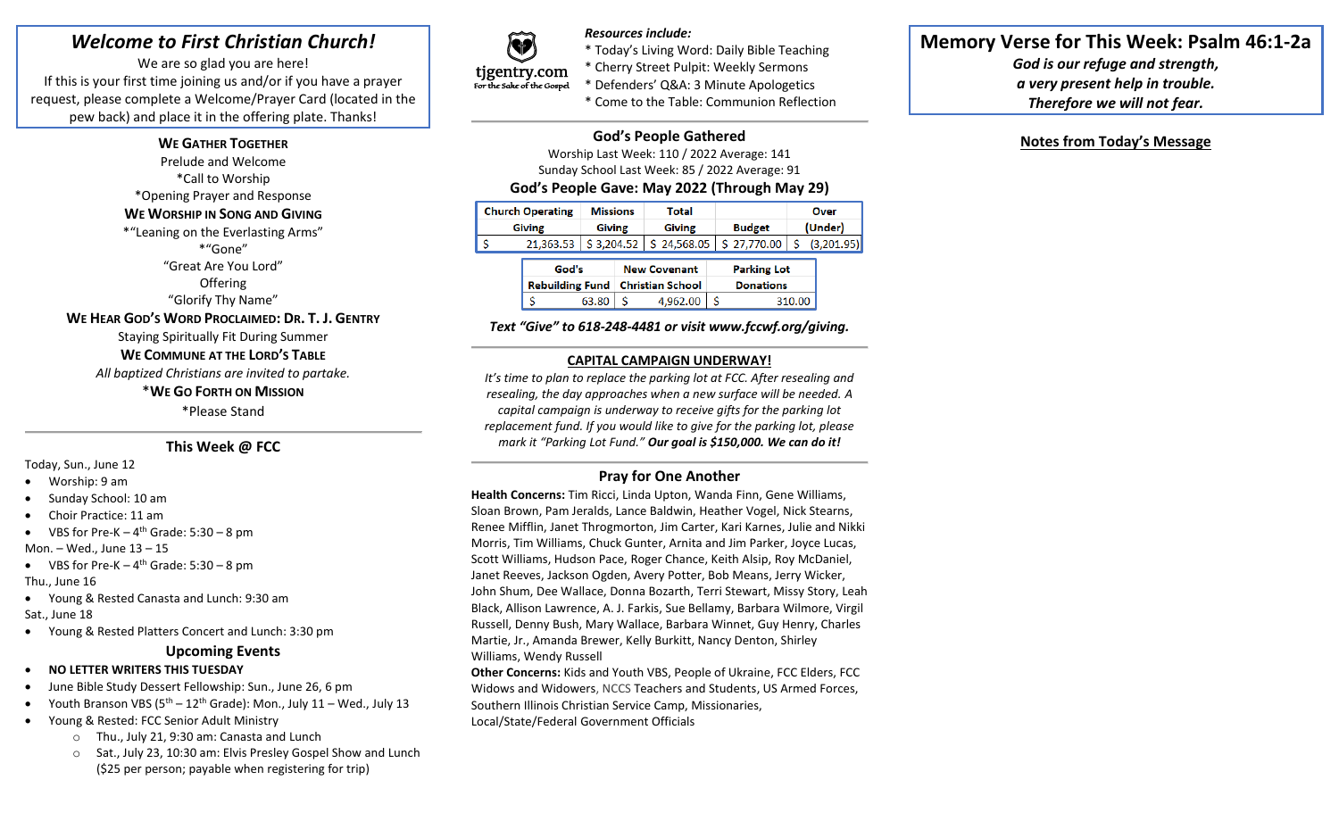## *Welcome to First Christian Church!*

We are so glad you are here!
If this is your first time joining us and/or if you have a prayer request, please complete a Welcome/Prayer Card (located in the pew back) and place it in the offering plate. Thanks!

**WE GATHER TOGETHER**

Prelude and Welcome
*Call to Worship
*Opening Prayer and Response

**WE WORSHIP IN SONG AND GIVING**

*"Leaning on the Everlasting Arms"
*"Gone"
"Great Are You Lord"
Offering
"Glorify Thy Name"

**WE HEAR GOD'S WORD PROCLAIMED: DR. T. J. GENTRY**

Staying Spiritually Fit During Summer

**WE COMMUNE AT THE LORD'S TABLE**

*All baptized Christians are invited to partake.*

***WE GO FORTH ON MISSION**

*Please Stand

---

### This Week @ FCC

Today, Sun., June 12

- Worship: 9 am
- Sunday School: 10 am
- Choir Practice: 11 am
- VBS for Pre-K – 4th Grade: 5:30 – 8 pm

Mon. – Wed., June 13 – 15

- VBS for Pre-K – 4th Grade: 5:30 – 8 pm

Thu., June 16

- Young & Rested Canasta and Lunch: 9:30 am

Sat., June 18

- Young & Rested Platters Concert and Lunch: 3:30 pm

### Upcoming Events

- **NO LETTER WRITERS THIS TUESDAY**
- June Bible Study Dessert Fellowship: Sun., June 26, 6 pm
- Youth Branson VBS (5th – 12th Grade): Mon., July 11 – Wed., July 13
- Young & Rested: FCC Senior Adult Ministry
  - Thu., July 21, 9:30 am: Canasta and Lunch
  - Sat., July 23, 10:30 am: Elvis Presley Gospel Show and Lunch ($25 per person; payable when registering for trip)

tjgentry.com
For the Sake of the Gospel

*Resources include:*

- Today's Living Word: Daily Bible Teaching
- Cherry Street Pulpit: Weekly Sermons
- Defenders' Q&A: 3 Minute Apologetics
- Come to the Table: Communion Reflection

---

### God's People Gathered

Worship Last Week: 110 / 2022 Average: 141
Sunday School Last Week: 85 / 2022 Average: 91

### God's People Gave: May 2022 (Through May 29)

| Church Operating Giving | Missions Giving | Total Giving | Budget | Over (Under) |
|---|---|---|---|---|
| $ 21,363.53 | $ 3,204.52 | $ 24,568.05 | $ 27,770.00 | $ (3,201.95) |

| God's Rebuilding Fund | New Covenant Christian School | Parking Lot Donations |
|---|---|---|
| $ 63.80 | $ 4,962.00 | $ 310.00 |

***Text "Give" to 618-248-4481 or visit www.fccwf.org/giving.***

---

### CAPITAL CAMPAIGN UNDERWAY!

*It's time to plan to replace the parking lot at FCC. After resealing and resealing, the day approaches when a new surface will be needed. A capital campaign is underway to receive gifts for the parking lot replacement fund. If you would like to give for the parking lot, please mark it "Parking Lot Fund."* ***Our goal is $150,000. We can do it!***

---

### Pray for One Another

**Health Concerns:** Tim Ricci, Linda Upton, Wanda Finn, Gene Williams, Sloan Brown, Pam Jeralds, Lance Baldwin, Heather Vogel, Nick Stearns, Renee Mifflin, Janet Throgmorton, Jim Carter, Kari Karnes, Julie and Nikki Morris, Tim Williams, Chuck Gunter, Arnita and Jim Parker, Joyce Lucas, Scott Williams, Hudson Pace, Roger Chance, Keith Alsip, Roy McDaniel, Janet Reeves, Jackson Ogden, Avery Potter, Bob Means, Jerry Wicker, John Shum, Dee Wallace, Donna Bozarth, Terri Stewart, Missy Story, Leah Black, Allison Lawrence, A. J. Farkis, Sue Bellamy, Barbara Wilmore, Virgil Russell, Denny Bush, Mary Wallace, Barbara Winnet, Guy Henry, Charles Martie, Jr., Amanda Brewer, Kelly Burkitt, Nancy Denton, Shirley Williams, Wendy Russell

**Other Concerns:** Kids and Youth VBS, People of Ukraine, FCC Elders, FCC Widows and Widowers, NCCS Teachers and Students, US Armed Forces, Southern Illinois Christian Service Camp, Missionaries, Local/State/Federal Government Officials

## Memory Verse for This Week: Psalm 46:1-2a

***God is our refuge and strength,***
***a very present help in trouble.***
***Therefore we will not fear.***

**Notes from Today's Message**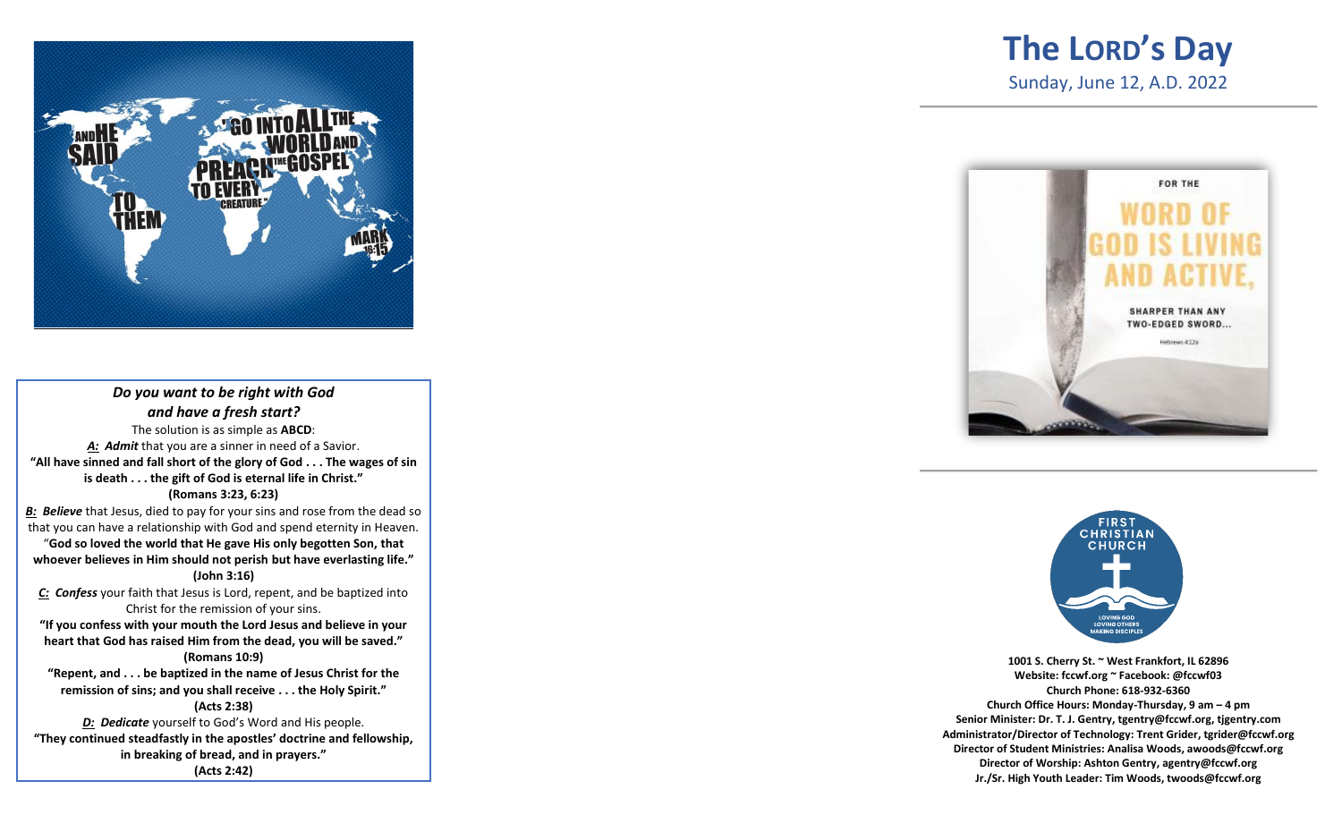# The LORD's Day

Sunday, June 12, A.D. 2022

***Do you want to be right with God and have a fresh start?***

The solution is as simple as **ABCD**:

***A:*** ***Admit*** that you are a sinner in need of a Savior.

**"All have sinned and fall short of the glory of God . . . The wages of sin is death . . . the gift of God is eternal life in Christ."**
**(Romans 3:23, 6:23)**

***B:*** ***Believe*** that Jesus, died to pay for your sins and rose from the dead so that you can have a relationship with God and spend eternity in Heaven.

"**God so loved the world that He gave His only begotten Son, that whoever believes in Him should not perish but have everlasting life."**
**(John 3:16)**

***C:*** ***Confess*** your faith that Jesus is Lord, repent, and be baptized into Christ for the remission of your sins.

**"If you confess with your mouth the Lord Jesus and believe in your heart that God has raised Him from the dead, you will be saved."**
**(Romans 10:9)**

**"Repent, and . . . be baptized in the name of Jesus Christ for the remission of sins; and you shall receive . . . the Holy Spirit."**
**(Acts 2:38)**

***D:*** ***Dedicate*** yourself to God's Word and His people.

**"They continued steadfastly in the apostles' doctrine and fellowship, in breaking of bread, and in prayers."**
**(Acts 2:42)**

**1001 S. Cherry St. ~ West Frankfort, IL 62896**
**Website: fccwf.org ~ Facebook: @fccwf03**
**Church Phone: 618-932-6360**
**Church Office Hours: Monday-Thursday, 9 am – 4 pm**
**Senior Minister: Dr. T. J. Gentry, tgentry@fccwf.org, tjgentry.com**
**Administrator/Director of Technology: Trent Grider, tgrider@fccwf.org**
**Director of Student Ministries: Analisa Woods, awoods@fccwf.org**
**Director of Worship: Ashton Gentry, agentry@fccwf.org**
**Jr./Sr. High Youth Leader: Tim Woods, twoods@fccwf.org**